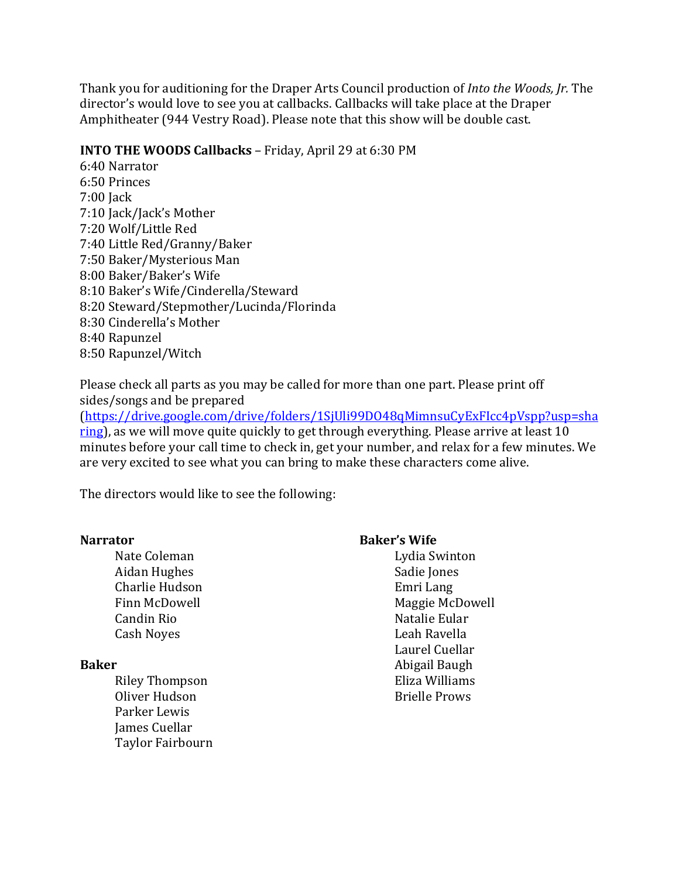Thank you for auditioning for the Draper Arts Council production of *Into the Woods, Jr.* The director's would love to see you at callbacks. Callbacks will take place at the Draper Amphitheater (944 Vestry Road). Please note that this show will be double cast.

**INTO THE WOODS Callbacks** – Friday, April 29 at 6:30 PM
6:40 Narrator
6:50 Princes
7:00 Jack
7:10 Jack/Jack's Mother
7:20 Wolf/Little Red
7:40 Little Red/Granny/Baker
7:50 Baker/Mysterious Man
8:00 Baker/Baker's Wife
8:10 Baker's Wife/Cinderella/Steward
8:20 Steward/Stepmother/Lucinda/Florinda
8:30 Cinderella's Mother
8:40 Rapunzel
8:50 Rapunzel/Witch

Please check all parts as you may be called for more than one part. Please print off sides/songs and be prepared ([https://drive.google.com/drive/folders/1SjUli99DO48qMimnsuCyExFIcc4pVspp?usp=sharing](https://drive.google.com/drive/folders/1SjUli99DO48qMimnsuCyExFIcc4pVspp?usp=sharing)), as we will move quite quickly to get through everything. Please arrive at least 10 minutes before your call time to check in, get your number, and relax for a few minutes. We are very excited to see what you can bring to make these characters come alive.

The directors would like to see the following:

**Narrator**
- Nate Coleman
- Aidan Hughes
- Charlie Hudson
- Finn McDowell
- Candin Rio
- Cash Noyes

**Baker**
- Riley Thompson
- Oliver Hudson
- Parker Lewis
- James Cuellar
- Taylor Fairbourn

**Baker's Wife**
- Lydia Swinton
- Sadie Jones
- Emri Lang
- Maggie McDowell
- Natalie Eular
- Leah Ravella
- Laurel Cuellar
- Abigail Baugh
- Eliza Williams
- Brielle Prows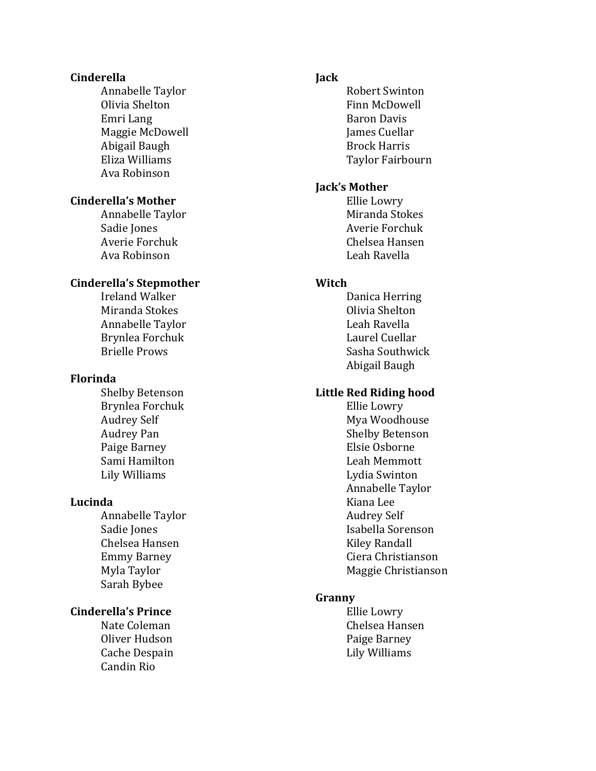**Cinderella**

- Annabelle Taylor
- Olivia Shelton
- Emri Lang
- Maggie McDowell
- Abigail Baugh
- Eliza Williams
- Ava Robinson

**Cinderella's Mother**

- Annabelle Taylor
- Sadie Jones
- Averie Forchuk
- Ava Robinson

**Cinderella's Stepmother**

- Ireland Walker
- Miranda Stokes
- Annabelle Taylor
- Brynlea Forchuk
- Brielle Prows

**Florinda**

- Shelby Betenson
- Brynlea Forchuk
- Audrey Self
- Audrey Pan
- Paige Barney
- Sami Hamilton
- Lily Williams

**Lucinda**

- Annabelle Taylor
- Sadie Jones
- Chelsea Hansen
- Emmy Barney
- Myla Taylor
- Sarah Bybee

**Cinderella's Prince**

- Nate Coleman
- Oliver Hudson
- Cache Despain
- Candin Rio

**Jack**

- Robert Swinton
- Finn McDowell
- Baron Davis
- James Cuellar
- Brock Harris
- Taylor Fairbourn

**Jack's Mother**

- Ellie Lowry
- Miranda Stokes
- Averie Forchuk
- Chelsea Hansen
- Leah Ravella

**Witch**

- Danica Herring
- Olivia Shelton
- Leah Ravella
- Laurel Cuellar
- Sasha Southwick
- Abigail Baugh

**Little Red Riding hood**

- Ellie Lowry
- Mya Woodhouse
- Shelby Betenson
- Elsie Osborne
- Leah Memmott
- Lydia Swinton
- Annabelle Taylor
- Kiana Lee
- Audrey Self
- Isabella Sorenson
- Kiley Randall
- Ciera Christianson
- Maggie Christianson

**Granny**

- Ellie Lowry
- Chelsea Hansen
- Paige Barney
- Lily Williams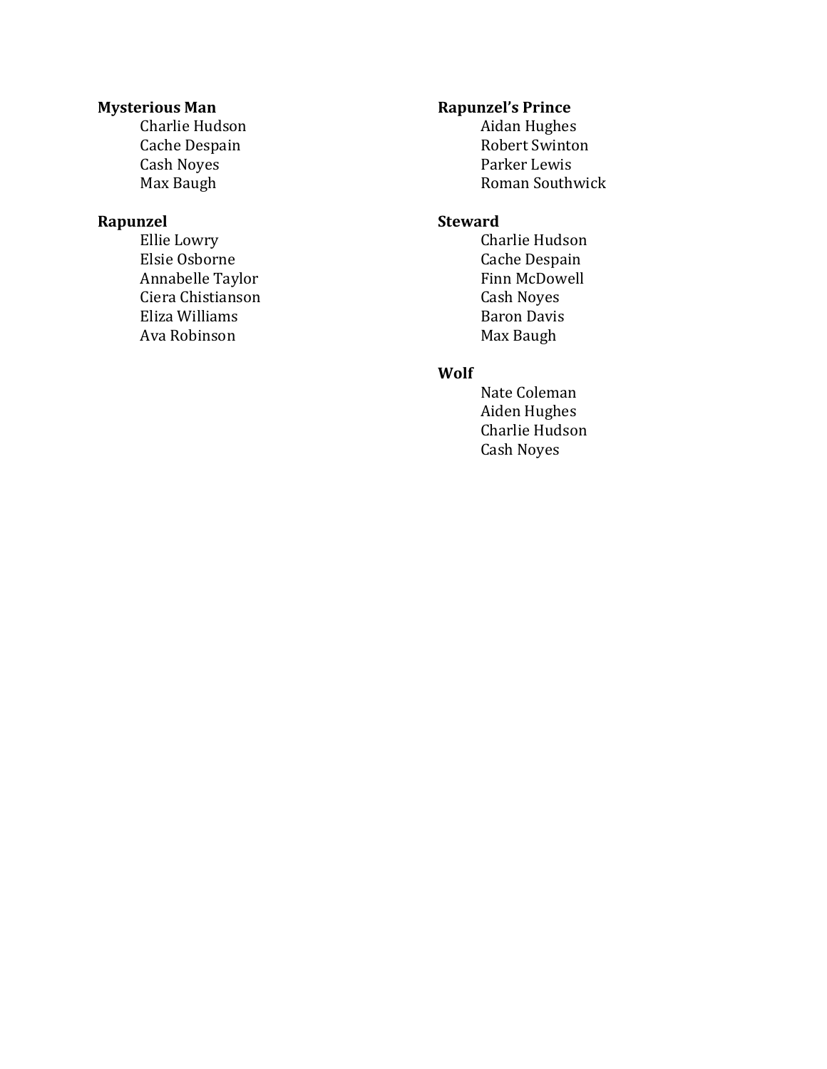**Mysterious Man**

Charlie Hudson
Cache Despain
Cash Noyes
Max Baugh

**Rapunzel**

Ellie Lowry
Elsie Osborne
Annabelle Taylor
Ciera Chistianson
Eliza Williams
Ava Robinson

**Rapunzel's Prince**

Aidan Hughes
Robert Swinton
Parker Lewis
Roman Southwick

**Steward**

Charlie Hudson
Cache Despain
Finn McDowell
Cash Noyes
Baron Davis
Max Baugh

**Wolf**

Nate Coleman
Aiden Hughes
Charlie Hudson
Cash Noyes